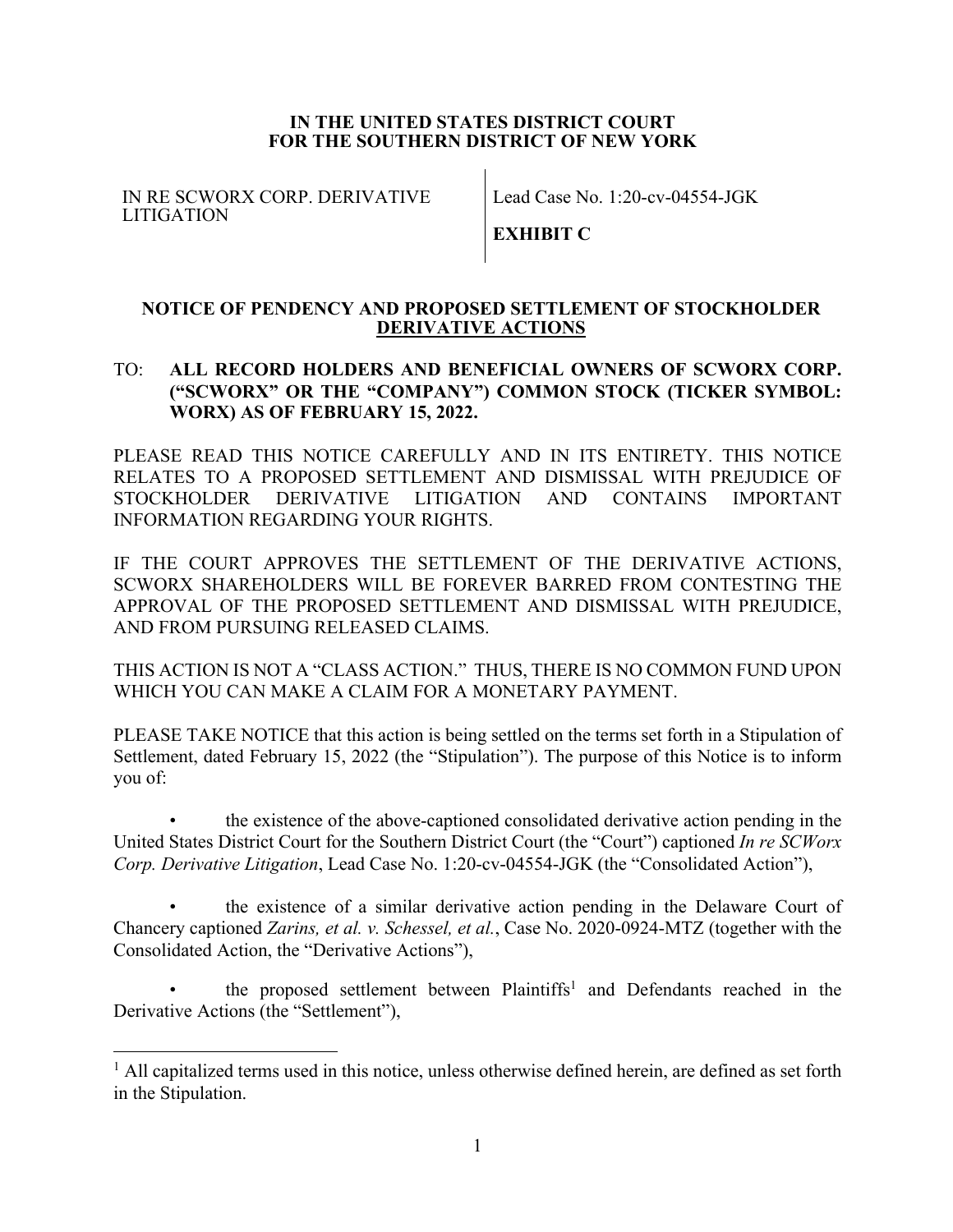**IN THE UNITED STATES DISTRICT COURT**
**FOR THE SOUTHERN DISTRICT OF NEW YORK**

| IN RE SCWORX CORP. DERIVATIVE LITIGATION | Lead Case No. 1:20-cv-04554-JGK<br><br>**EXHIBIT C** |
|---|---|

## NOTICE OF PENDENCY AND PROPOSED SETTLEMENT OF STOCKHOLDER DERIVATIVE ACTIONS

TO: **ALL RECORD HOLDERS AND BENEFICIAL OWNERS OF SCWORX CORP. ("SCWORX" OR THE "COMPANY") COMMON STOCK (TICKER SYMBOL: WORX) AS OF FEBRUARY 15, 2022.**

PLEASE READ THIS NOTICE CAREFULLY AND IN ITS ENTIRETY. THIS NOTICE RELATES TO A PROPOSED SETTLEMENT AND DISMISSAL WITH PREJUDICE OF STOCKHOLDER DERIVATIVE LITIGATION AND CONTAINS IMPORTANT INFORMATION REGARDING YOUR RIGHTS.

IF THE COURT APPROVES THE SETTLEMENT OF THE DERIVATIVE ACTIONS, SCWORX SHAREHOLDERS WILL BE FOREVER BARRED FROM CONTESTING THE APPROVAL OF THE PROPOSED SETTLEMENT AND DISMISSAL WITH PREJUDICE, AND FROM PURSUING RELEASED CLAIMS.

THIS ACTION IS NOT A "CLASS ACTION." THUS, THERE IS NO COMMON FUND UPON WHICH YOU CAN MAKE A CLAIM FOR A MONETARY PAYMENT.

PLEASE TAKE NOTICE that this action is being settled on the terms set forth in a Stipulation of Settlement, dated February 15, 2022 (the "Stipulation"). The purpose of this Notice is to inform you of:

- the existence of the above-captioned consolidated derivative action pending in the United States District Court for the Southern District Court (the "Court") captioned *In re SCWorx Corp. Derivative Litigation*, Lead Case No. 1:20-cv-04554-JGK (the "Consolidated Action"),

- the existence of a similar derivative action pending in the Delaware Court of Chancery captioned *Zarins, et al. v. Schessel, et al.*, Case No. 2020-0924-MTZ (together with the Consolidated Action, the "Derivative Actions"),

- the proposed settlement between Plaintiffs[1] and Defendants reached in the Derivative Actions (the "Settlement"),

[1] All capitalized terms used in this notice, unless otherwise defined herein, are defined as set forth in the Stipulation.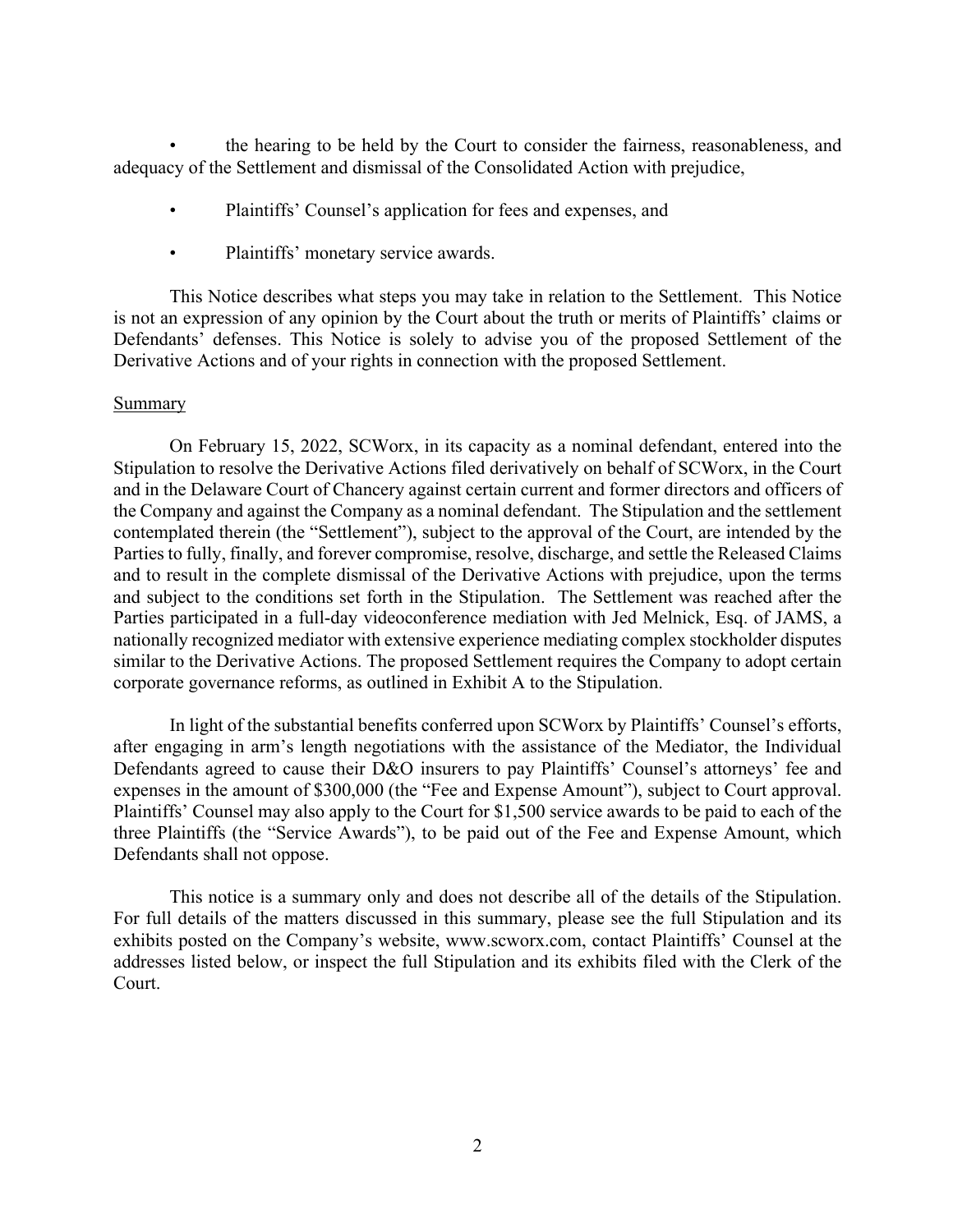- the hearing to be held by the Court to consider the fairness, reasonableness, and adequacy of the Settlement and dismissal of the Consolidated Action with prejudice,
- Plaintiffs' Counsel's application for fees and expenses, and
- Plaintiffs' monetary service awards.

This Notice describes what steps you may take in relation to the Settlement. This Notice is not an expression of any opinion by the Court about the truth or merits of Plaintiffs' claims or Defendants' defenses. This Notice is solely to advise you of the proposed Settlement of the Derivative Actions and of your rights in connection with the proposed Settlement.

Summary

On February 15, 2022, SCWorx, in its capacity as a nominal defendant, entered into the Stipulation to resolve the Derivative Actions filed derivatively on behalf of SCWorx, in the Court and in the Delaware Court of Chancery against certain current and former directors and officers of the Company and against the Company as a nominal defendant. The Stipulation and the settlement contemplated therein (the "Settlement"), subject to the approval of the Court, are intended by the Parties to fully, finally, and forever compromise, resolve, discharge, and settle the Released Claims and to result in the complete dismissal of the Derivative Actions with prejudice, upon the terms and subject to the conditions set forth in the Stipulation. The Settlement was reached after the Parties participated in a full-day videoconference mediation with Jed Melnick, Esq. of JAMS, a nationally recognized mediator with extensive experience mediating complex stockholder disputes similar to the Derivative Actions. The proposed Settlement requires the Company to adopt certain corporate governance reforms, as outlined in Exhibit A to the Stipulation.

In light of the substantial benefits conferred upon SCWorx by Plaintiffs' Counsel's efforts, after engaging in arm's length negotiations with the assistance of the Mediator, the Individual Defendants agreed to cause their D&O insurers to pay Plaintiffs' Counsel's attorneys' fee and expenses in the amount of $300,000 (the "Fee and Expense Amount"), subject to Court approval. Plaintiffs' Counsel may also apply to the Court for $1,500 service awards to be paid to each of the three Plaintiffs (the "Service Awards"), to be paid out of the Fee and Expense Amount, which Defendants shall not oppose.

This notice is a summary only and does not describe all of the details of the Stipulation. For full details of the matters discussed in this summary, please see the full Stipulation and its exhibits posted on the Company's website, www.scworx.com, contact Plaintiffs' Counsel at the addresses listed below, or inspect the full Stipulation and its exhibits filed with the Clerk of the Court.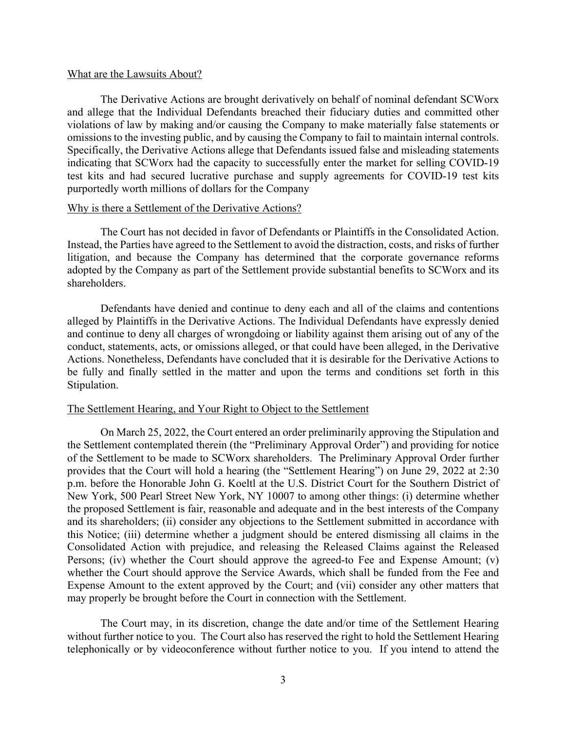What are the Lawsuits About?

The Derivative Actions are brought derivatively on behalf of nominal defendant SCWorx and allege that the Individual Defendants breached their fiduciary duties and committed other violations of law by making and/or causing the Company to make materially false statements or omissions to the investing public, and by causing the Company to fail to maintain internal controls. Specifically, the Derivative Actions allege that Defendants issued false and misleading statements indicating that SCWorx had the capacity to successfully enter the market for selling COVID-19 test kits and had secured lucrative purchase and supply agreements for COVID-19 test kits purportedly worth millions of dollars for the Company

Why is there a Settlement of the Derivative Actions?

The Court has not decided in favor of Defendants or Plaintiffs in the Consolidated Action. Instead, the Parties have agreed to the Settlement to avoid the distraction, costs, and risks of further litigation, and because the Company has determined that the corporate governance reforms adopted by the Company as part of the Settlement provide substantial benefits to SCWorx and its shareholders.

Defendants have denied and continue to deny each and all of the claims and contentions alleged by Plaintiffs in the Derivative Actions. The Individual Defendants have expressly denied and continue to deny all charges of wrongdoing or liability against them arising out of any of the conduct, statements, acts, or omissions alleged, or that could have been alleged, in the Derivative Actions. Nonetheless, Defendants have concluded that it is desirable for the Derivative Actions to be fully and finally settled in the matter and upon the terms and conditions set forth in this Stipulation.

The Settlement Hearing, and Your Right to Object to the Settlement

On March 25, 2022, the Court entered an order preliminarily approving the Stipulation and the Settlement contemplated therein (the "Preliminary Approval Order") and providing for notice of the Settlement to be made to SCWorx shareholders. The Preliminary Approval Order further provides that the Court will hold a hearing (the "Settlement Hearing") on June 29, 2022 at 2:30 p.m. before the Honorable John G. Koeltl at the U.S. District Court for the Southern District of New York, 500 Pearl Street New York, NY 10007 to among other things: (i) determine whether the proposed Settlement is fair, reasonable and adequate and in the best interests of the Company and its shareholders; (ii) consider any objections to the Settlement submitted in accordance with this Notice; (iii) determine whether a judgment should be entered dismissing all claims in the Consolidated Action with prejudice, and releasing the Released Claims against the Released Persons; (iv) whether the Court should approve the agreed-to Fee and Expense Amount; (v) whether the Court should approve the Service Awards, which shall be funded from the Fee and Expense Amount to the extent approved by the Court; and (vii) consider any other matters that may properly be brought before the Court in connection with the Settlement.

The Court may, in its discretion, change the date and/or time of the Settlement Hearing without further notice to you. The Court also has reserved the right to hold the Settlement Hearing telephonically or by videoconference without further notice to you. If you intend to attend the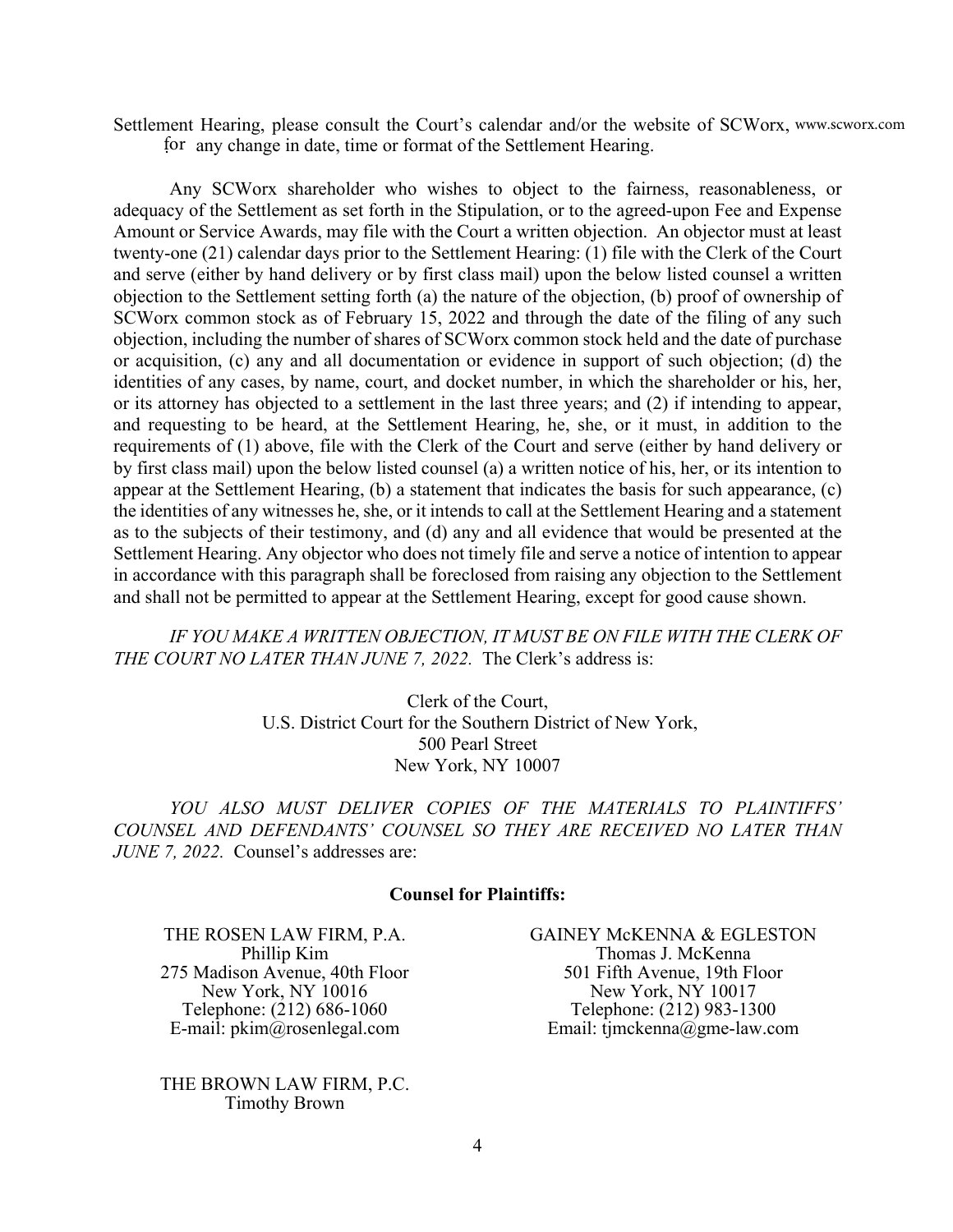Settlement Hearing, please consult the Court's calendar and/or the website of SCWorx, www.scworx.com for any change in date, time or format of the Settlement Hearing.

Any SCWorx shareholder who wishes to object to the fairness, reasonableness, or adequacy of the Settlement as set forth in the Stipulation, or to the agreed-upon Fee and Expense Amount or Service Awards, may file with the Court a written objection. An objector must at least twenty-one (21) calendar days prior to the Settlement Hearing: (1) file with the Clerk of the Court and serve (either by hand delivery or by first class mail) upon the below listed counsel a written objection to the Settlement setting forth (a) the nature of the objection, (b) proof of ownership of SCWorx common stock as of February 15, 2022 and through the date of the filing of any such objection, including the number of shares of SCWorx common stock held and the date of purchase or acquisition, (c) any and all documentation or evidence in support of such objection; (d) the identities of any cases, by name, court, and docket number, in which the shareholder or his, her, or its attorney has objected to a settlement in the last three years; and (2) if intending to appear, and requesting to be heard, at the Settlement Hearing, he, she, or it must, in addition to the requirements of (1) above, file with the Clerk of the Court and serve (either by hand delivery or by first class mail) upon the below listed counsel (a) a written notice of his, her, or its intention to appear at the Settlement Hearing, (b) a statement that indicates the basis for such appearance, (c) the identities of any witnesses he, she, or it intends to call at the Settlement Hearing and a statement as to the subjects of their testimony, and (d) any and all evidence that would be presented at the Settlement Hearing. Any objector who does not timely file and serve a notice of intention to appear in accordance with this paragraph shall be foreclosed from raising any objection to the Settlement and shall not be permitted to appear at the Settlement Hearing, except for good cause shown.

*IF YOU MAKE A WRITTEN OBJECTION, IT MUST BE ON FILE WITH THE CLERK OF THE COURT NO LATER THAN JUNE 7, 2022.* The Clerk's address is:

Clerk of the Court,
U.S. District Court for the Southern District of New York,
500 Pearl Street
New York, NY 10007

*YOU ALSO MUST DELIVER COPIES OF THE MATERIALS TO PLAINTIFFS' COUNSEL AND DEFENDANTS' COUNSEL SO THEY ARE RECEIVED NO LATER THAN JUNE 7, 2022.* Counsel's addresses are:

**Counsel for Plaintiffs:**

THE ROSEN LAW FIRM, P.A.
Phillip Kim
275 Madison Avenue, 40th Floor
New York, NY 10016
Telephone: (212) 686-1060
E-mail: pkim@rosenlegal.com

GAINEY McKENNA & EGLESTON
Thomas J. McKenna
501 Fifth Avenue, 19th Floor
New York, NY 10017
Telephone: (212) 983-1300
Email: tjmckenna@gme-law.com

THE BROWN LAW FIRM, P.C.
Timothy Brown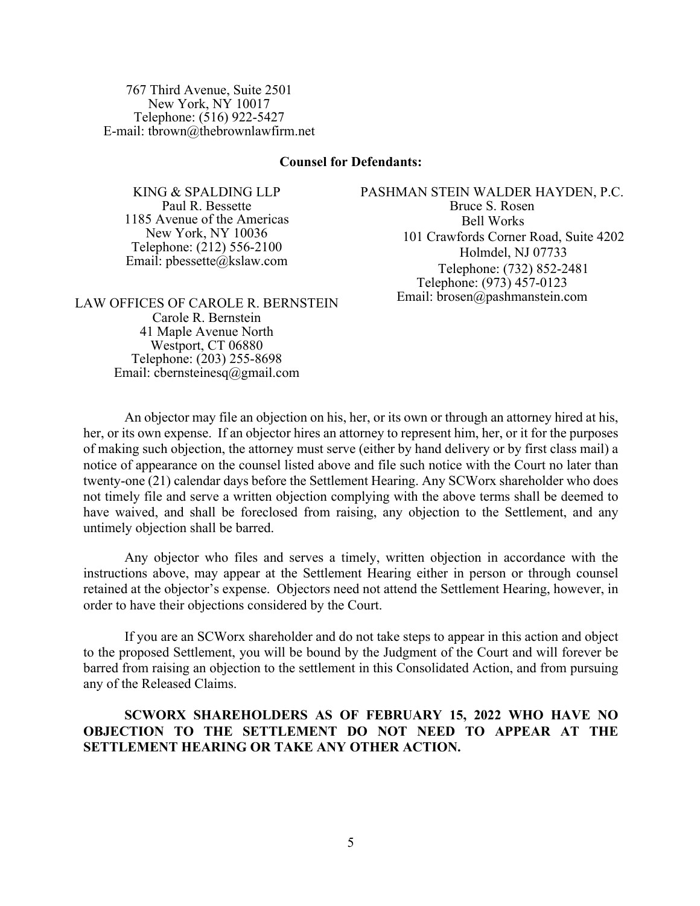767 Third Avenue, Suite 2501
New York, NY 10017
Telephone: (516) 922-5427
E-mail: tbrown@thebrownlawfirm.net

**Counsel for Defendants:**

KING & SPALDING LLP
Paul R. Bessette
1185 Avenue of the Americas
New York, NY 10036
Telephone: (212) 556-2100
Email: pbessette@kslaw.com

PASHMAN STEIN WALDER HAYDEN, P.C.
Bruce S. Rosen
Bell Works
101 Crawfords Corner Road, Suite 4202
Holmdel, NJ 07733
Telephone: (732) 852-2481
Telephone: (973) 457-0123
Email: brosen@pashmanstein.com

LAW OFFICES OF CAROLE R. BERNSTEIN
Carole R. Bernstein
41 Maple Avenue North
Westport, CT 06880
Telephone: (203) 255-8698
Email: cbernsteinesq@gmail.com

An objector may file an objection on his, her, or its own or through an attorney hired at his, her, or its own expense. If an objector hires an attorney to represent him, her, or it for the purposes of making such objection, the attorney must serve (either by hand delivery or by first class mail) a notice of appearance on the counsel listed above and file such notice with the Court no later than twenty-one (21) calendar days before the Settlement Hearing. Any SCWorx shareholder who does not timely file and serve a written objection complying with the above terms shall be deemed to have waived, and shall be foreclosed from raising, any objection to the Settlement, and any untimely objection shall be barred.

Any objector who files and serves a timely, written objection in accordance with the instructions above, may appear at the Settlement Hearing either in person or through counsel retained at the objector's expense. Objectors need not attend the Settlement Hearing, however, in order to have their objections considered by the Court.

If you are an SCWorx shareholder and do not take steps to appear in this action and object to the proposed Settlement, you will be bound by the Judgment of the Court and will forever be barred from raising an objection to the settlement in this Consolidated Action, and from pursuing any of the Released Claims.

**SCWORX SHAREHOLDERS AS OF FEBRUARY 15, 2022 WHO HAVE NO OBJECTION TO THE SETTLEMENT DO NOT NEED TO APPEAR AT THE SETTLEMENT HEARING OR TAKE ANY OTHER ACTION.**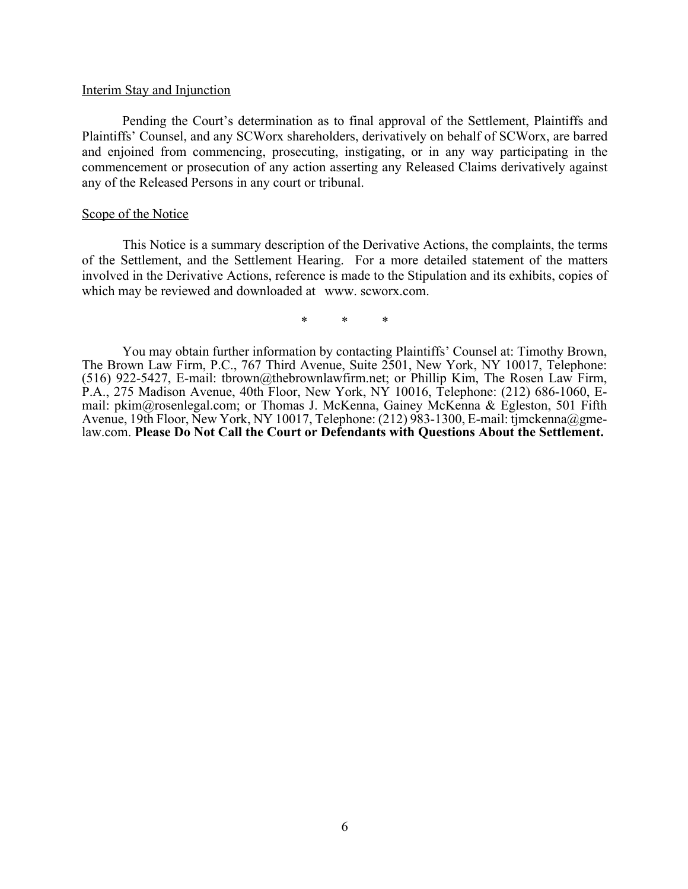Interim Stay and Injunction

Pending the Court's determination as to final approval of the Settlement, Plaintiffs and Plaintiffs' Counsel, and any SCWorx shareholders, derivatively on behalf of SCWorx, are barred and enjoined from commencing, prosecuting, instigating, or in any way participating in the commencement or prosecution of any action asserting any Released Claims derivatively against any of the Released Persons in any court or tribunal.

Scope of the Notice

This Notice is a summary description of the Derivative Actions, the complaints, the terms of the Settlement, and the Settlement Hearing. For a more detailed statement of the matters involved in the Derivative Actions, reference is made to the Stipulation and its exhibits, copies of which may be reviewed and downloaded at www. scworx.com.

\* \* \*

You may obtain further information by contacting Plaintiffs' Counsel at: Timothy Brown, The Brown Law Firm, P.C., 767 Third Avenue, Suite 2501, New York, NY 10017, Telephone: (516) 922-5427, E-mail: tbrown@thebrownlawfirm.net; or Phillip Kim, The Rosen Law Firm, P.A., 275 Madison Avenue, 40th Floor, New York, NY 10016, Telephone: (212) 686-1060, E-mail: pkim@rosenlegal.com; or Thomas J. McKenna, Gainey McKenna & Egleston, 501 Fifth Avenue, 19th Floor, New York, NY 10017, Telephone: (212) 983-1300, E-mail: tjmckenna@gme-law.com. **Please Do Not Call the Court or Defendants with Questions About the Settlement.**